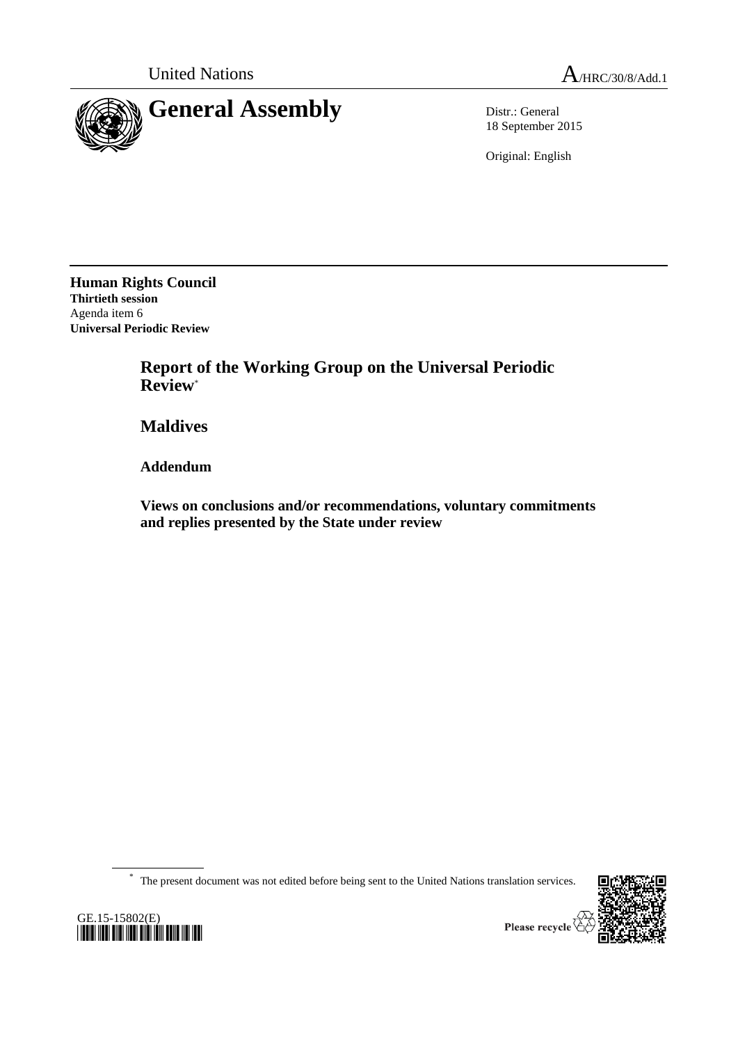United Nations A/HRC/30/8/Add.1

# General Assembly

Distr.: General
18 September 2015

Original: English

**Human Rights Council**
**Thirtieth session**
Agenda item 6
**Universal Periodic Review**

## Report of the Working Group on the Universal Periodic Review*

## Maldives

### Addendum

### Views on conclusions and/or recommendations, voluntary commitments and replies presented by the State under review

* The present document was not edited before being sent to the United Nations translation services.

GE.15-15802(E)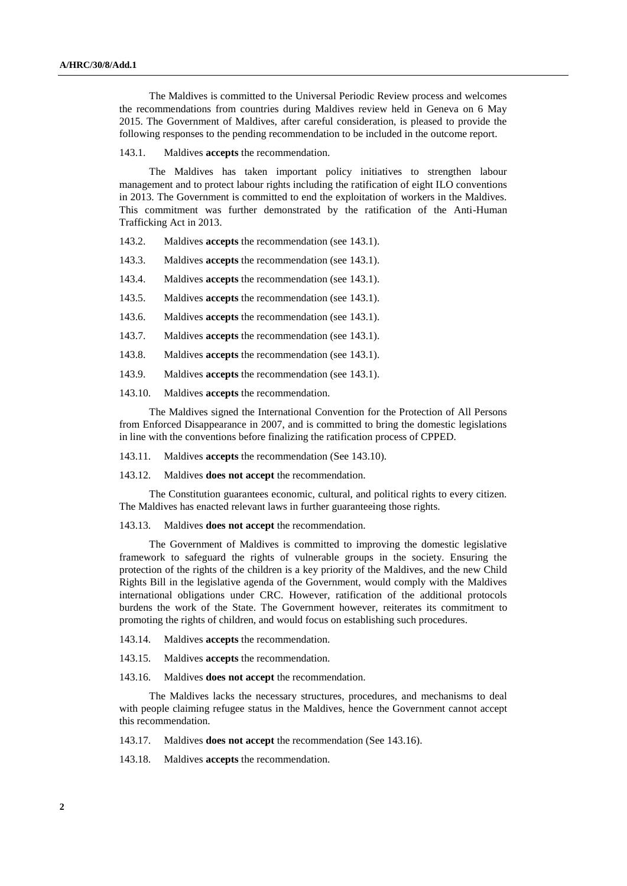The Maldives is committed to the Universal Periodic Review process and welcomes the recommendations from countries during Maldives review held in Geneva on 6 May 2015. The Government of Maldives, after careful consideration, is pleased to provide the following responses to the pending recommendation to be included in the outcome report.

143.1. Maldives **accepts** the recommendation.

The Maldives has taken important policy initiatives to strengthen labour management and to protect labour rights including the ratification of eight ILO conventions in 2013. The Government is committed to end the exploitation of workers in the Maldives. This commitment was further demonstrated by the ratification of the Anti-Human Trafficking Act in 2013.

143.2. Maldives **accepts** the recommendation (see 143.1).

143.3. Maldives **accepts** the recommendation (see 143.1).

143.4. Maldives **accepts** the recommendation (see 143.1).

143.5. Maldives **accepts** the recommendation (see 143.1).

143.6. Maldives **accepts** the recommendation (see 143.1).

143.7. Maldives **accepts** the recommendation (see 143.1).

143.8. Maldives **accepts** the recommendation (see 143.1).

143.9. Maldives **accepts** the recommendation (see 143.1).

143.10. Maldives **accepts** the recommendation.

The Maldives signed the International Convention for the Protection of All Persons from Enforced Disappearance in 2007, and is committed to bring the domestic legislations in line with the conventions before finalizing the ratification process of CPPED.

143.11. Maldives **accepts** the recommendation (See 143.10).

143.12. Maldives **does not accept** the recommendation.

The Constitution guarantees economic, cultural, and political rights to every citizen. The Maldives has enacted relevant laws in further guaranteeing those rights.

143.13. Maldives **does not accept** the recommendation.

The Government of Maldives is committed to improving the domestic legislative framework to safeguard the rights of vulnerable groups in the society. Ensuring the protection of the rights of the children is a key priority of the Maldives, and the new Child Rights Bill in the legislative agenda of the Government, would comply with the Maldives international obligations under CRC. However, ratification of the additional protocols burdens the work of the State. The Government however, reiterates its commitment to promoting the rights of children, and would focus on establishing such procedures.

143.14. Maldives **accepts** the recommendation.

143.15. Maldives **accepts** the recommendation.

143.16. Maldives **does not accept** the recommendation.

The Maldives lacks the necessary structures, procedures, and mechanisms to deal with people claiming refugee status in the Maldives, hence the Government cannot accept this recommendation.

143.17. Maldives **does not accept** the recommendation (See 143.16).

143.18. Maldives **accepts** the recommendation.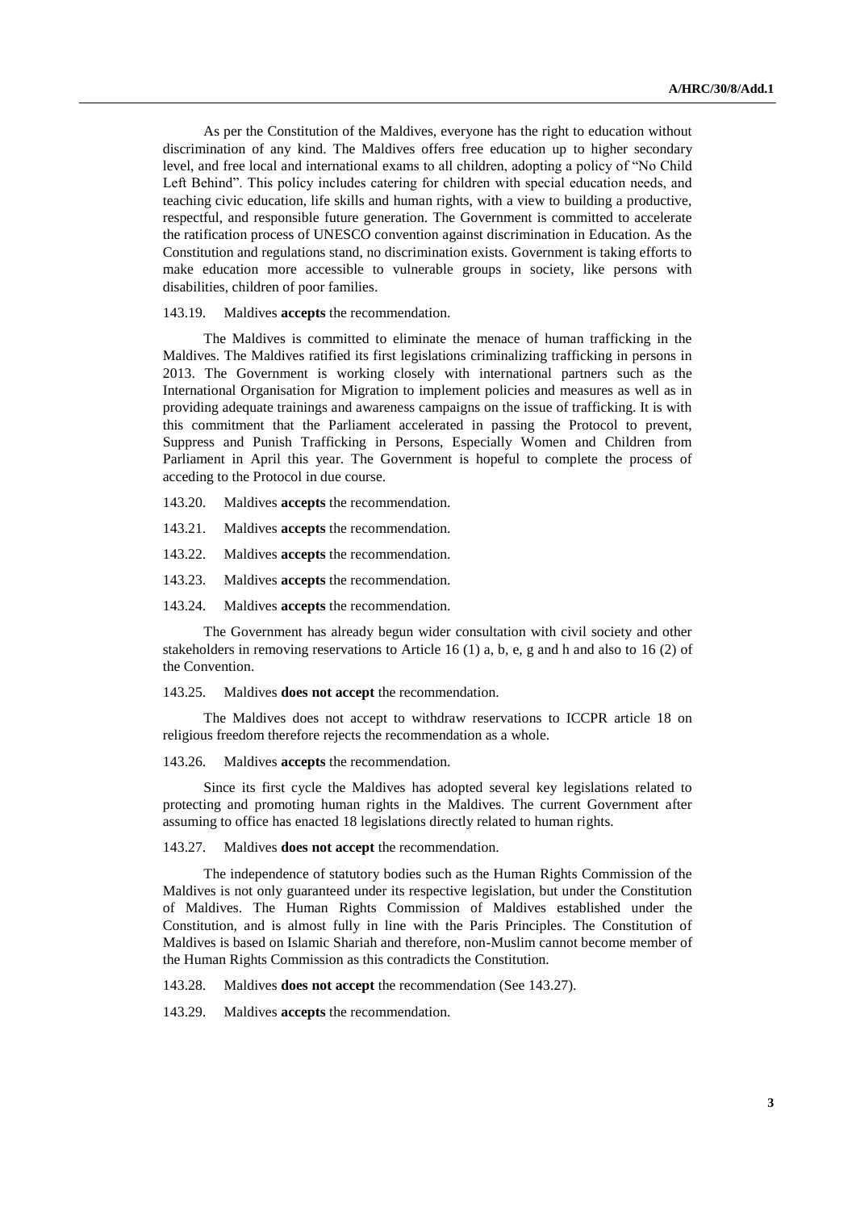As per the Constitution of the Maldives, everyone has the right to education without discrimination of any kind. The Maldives offers free education up to higher secondary level, and free local and international exams to all children, adopting a policy of "No Child Left Behind". This policy includes catering for children with special education needs, and teaching civic education, life skills and human rights, with a view to building a productive, respectful, and responsible future generation. The Government is committed to accelerate the ratification process of UNESCO convention against discrimination in Education. As the Constitution and regulations stand, no discrimination exists. Government is taking efforts to make education more accessible to vulnerable groups in society, like persons with disabilities, children of poor families.

143.19. Maldives **accepts** the recommendation.

The Maldives is committed to eliminate the menace of human trafficking in the Maldives. The Maldives ratified its first legislations criminalizing trafficking in persons in 2013. The Government is working closely with international partners such as the International Organisation for Migration to implement policies and measures as well as in providing adequate trainings and awareness campaigns on the issue of trafficking. It is with this commitment that the Parliament accelerated in passing the Protocol to prevent, Suppress and Punish Trafficking in Persons, Especially Women and Children from Parliament in April this year. The Government is hopeful to complete the process of acceding to the Protocol in due course.

143.20. Maldives **accepts** the recommendation.

143.21. Maldives **accepts** the recommendation.

143.22. Maldives **accepts** the recommendation.

143.23. Maldives **accepts** the recommendation.

143.24. Maldives **accepts** the recommendation.

The Government has already begun wider consultation with civil society and other stakeholders in removing reservations to Article 16 (1) a, b, e, g and h and also to 16 (2) of the Convention.

143.25. Maldives **does not accept** the recommendation.

The Maldives does not accept to withdraw reservations to ICCPR article 18 on religious freedom therefore rejects the recommendation as a whole.

143.26. Maldives **accepts** the recommendation.

Since its first cycle the Maldives has adopted several key legislations related to protecting and promoting human rights in the Maldives. The current Government after assuming to office has enacted 18 legislations directly related to human rights.

143.27. Maldives **does not accept** the recommendation.

The independence of statutory bodies such as the Human Rights Commission of the Maldives is not only guaranteed under its respective legislation, but under the Constitution of Maldives. The Human Rights Commission of Maldives established under the Constitution, and is almost fully in line with the Paris Principles. The Constitution of Maldives is based on Islamic Shariah and therefore, non-Muslim cannot become member of the Human Rights Commission as this contradicts the Constitution.

143.28. Maldives **does not accept** the recommendation (See 143.27).

143.29. Maldives **accepts** the recommendation.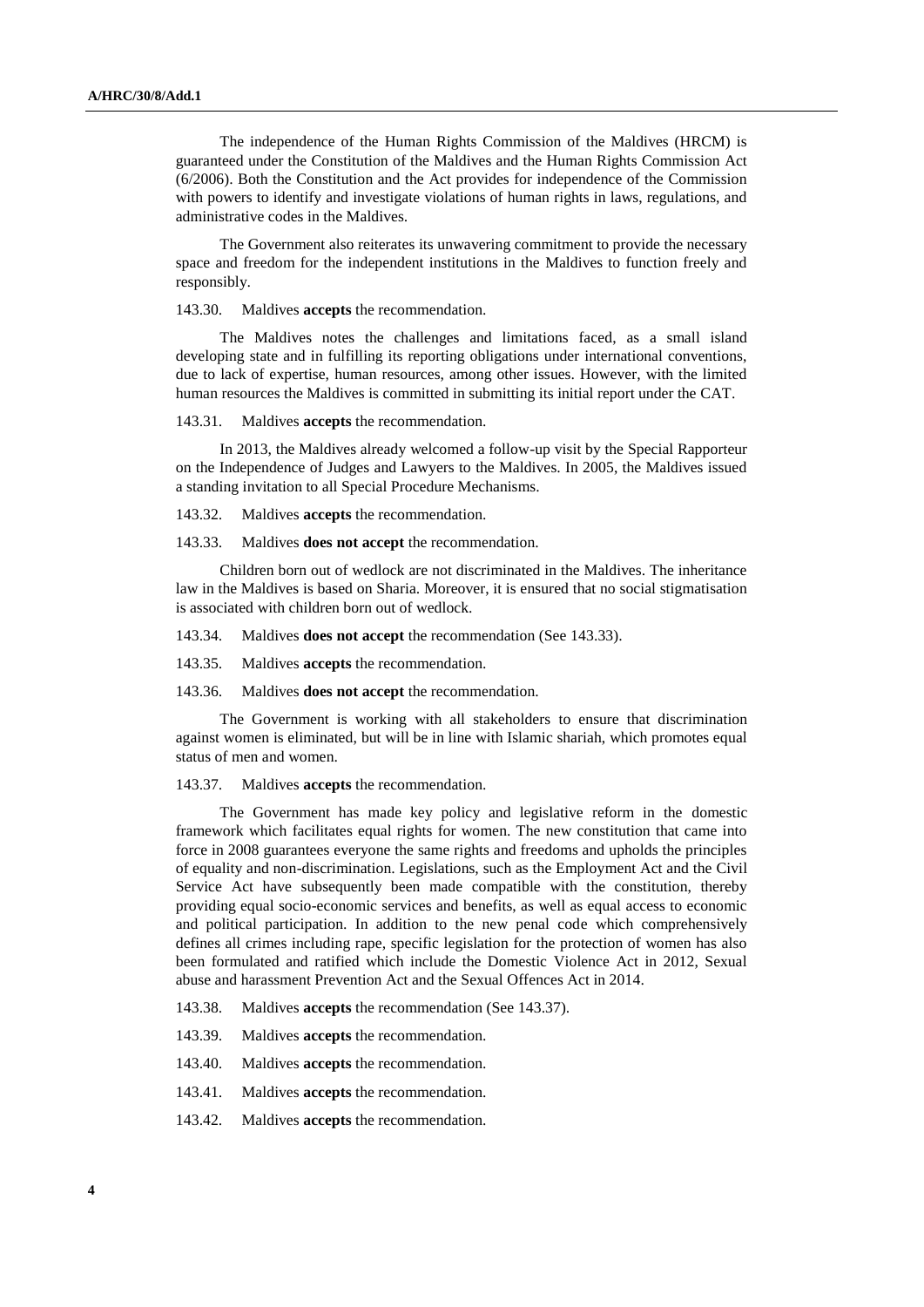The independence of the Human Rights Commission of the Maldives (HRCM) is guaranteed under the Constitution of the Maldives and the Human Rights Commission Act (6/2006). Both the Constitution and the Act provides for independence of the Commission with powers to identify and investigate violations of human rights in laws, regulations, and administrative codes in the Maldives.

The Government also reiterates its unwavering commitment to provide the necessary space and freedom for the independent institutions in the Maldives to function freely and responsibly.

143.30. Maldives **accepts** the recommendation.

The Maldives notes the challenges and limitations faced, as a small island developing state and in fulfilling its reporting obligations under international conventions, due to lack of expertise, human resources, among other issues. However, with the limited human resources the Maldives is committed in submitting its initial report under the CAT.

143.31. Maldives **accepts** the recommendation.

In 2013, the Maldives already welcomed a follow-up visit by the Special Rapporteur on the Independence of Judges and Lawyers to the Maldives. In 2005, the Maldives issued a standing invitation to all Special Procedure Mechanisms.

143.32. Maldives **accepts** the recommendation.

143.33. Maldives **does not accept** the recommendation.

Children born out of wedlock are not discriminated in the Maldives. The inheritance law in the Maldives is based on Sharia. Moreover, it is ensured that no social stigmatisation is associated with children born out of wedlock.

143.34. Maldives **does not accept** the recommendation (See 143.33).

143.35. Maldives **accepts** the recommendation.

143.36. Maldives **does not accept** the recommendation.

The Government is working with all stakeholders to ensure that discrimination against women is eliminated, but will be in line with Islamic shariah, which promotes equal status of men and women.

143.37. Maldives **accepts** the recommendation.

The Government has made key policy and legislative reform in the domestic framework which facilitates equal rights for women. The new constitution that came into force in 2008 guarantees everyone the same rights and freedoms and upholds the principles of equality and non-discrimination. Legislations, such as the Employment Act and the Civil Service Act have subsequently been made compatible with the constitution, thereby providing equal socio-economic services and benefits, as well as equal access to economic and political participation. In addition to the new penal code which comprehensively defines all crimes including rape, specific legislation for the protection of women has also been formulated and ratified which include the Domestic Violence Act in 2012, Sexual abuse and harassment Prevention Act and the Sexual Offences Act in 2014.

143.38. Maldives **accepts** the recommendation (See 143.37).

143.39. Maldives **accepts** the recommendation.

143.40. Maldives **accepts** the recommendation.

143.41. Maldives **accepts** the recommendation.

143.42. Maldives **accepts** the recommendation.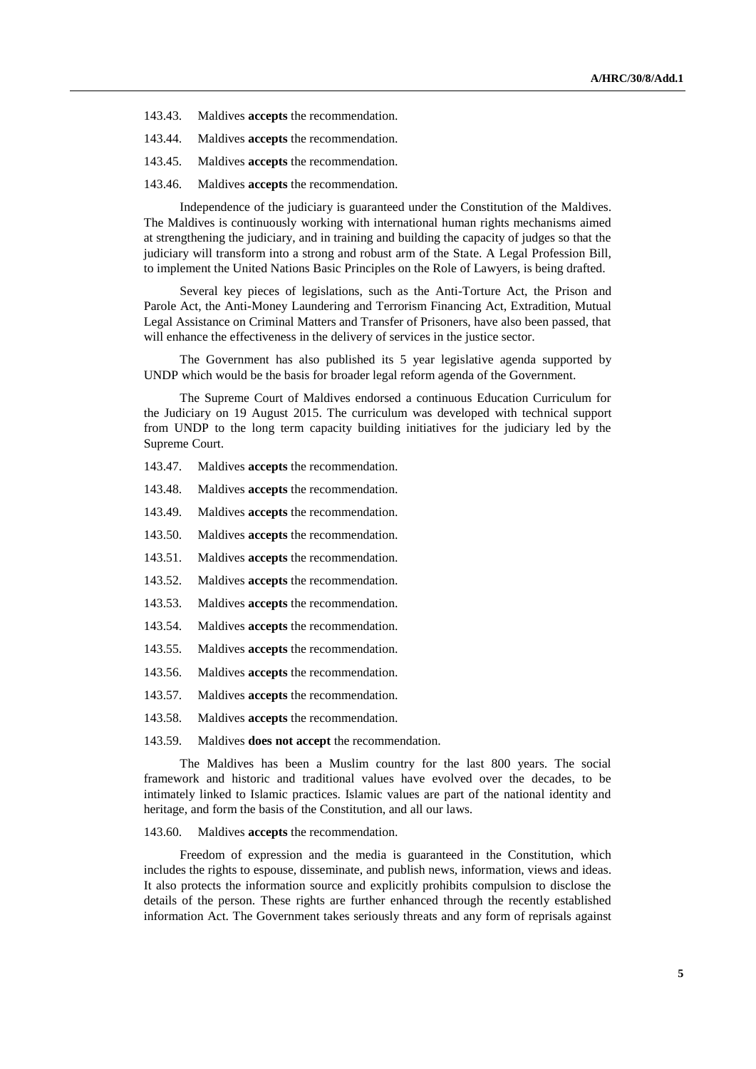143.43. Maldives **accepts** the recommendation.

143.44. Maldives **accepts** the recommendation.

143.45. Maldives **accepts** the recommendation.

143.46. Maldives **accepts** the recommendation.

Independence of the judiciary is guaranteed under the Constitution of the Maldives. The Maldives is continuously working with international human rights mechanisms aimed at strengthening the judiciary, and in training and building the capacity of judges so that the judiciary will transform into a strong and robust arm of the State. A Legal Profession Bill, to implement the United Nations Basic Principles on the Role of Lawyers, is being drafted.

Several key pieces of legislations, such as the Anti-Torture Act, the Prison and Parole Act, the Anti-Money Laundering and Terrorism Financing Act, Extradition, Mutual Legal Assistance on Criminal Matters and Transfer of Prisoners, have also been passed, that will enhance the effectiveness in the delivery of services in the justice sector.

The Government has also published its 5 year legislative agenda supported by UNDP which would be the basis for broader legal reform agenda of the Government.

The Supreme Court of Maldives endorsed a continuous Education Curriculum for the Judiciary on 19 August 2015. The curriculum was developed with technical support from UNDP to the long term capacity building initiatives for the judiciary led by the Supreme Court.

143.47. Maldives **accepts** the recommendation.

143.48. Maldives **accepts** the recommendation.

143.49. Maldives **accepts** the recommendation.

143.50. Maldives **accepts** the recommendation.

143.51. Maldives **accepts** the recommendation.

143.52. Maldives **accepts** the recommendation.

143.53. Maldives **accepts** the recommendation.

143.54. Maldives **accepts** the recommendation.

143.55. Maldives **accepts** the recommendation.

143.56. Maldives **accepts** the recommendation.

143.57. Maldives **accepts** the recommendation.

143.58. Maldives **accepts** the recommendation.

143.59. Maldives **does not accept** the recommendation.

The Maldives has been a Muslim country for the last 800 years. The social framework and historic and traditional values have evolved over the decades, to be intimately linked to Islamic practices. Islamic values are part of the national identity and heritage, and form the basis of the Constitution, and all our laws.

143.60. Maldives **accepts** the recommendation.

Freedom of expression and the media is guaranteed in the Constitution, which includes the rights to espouse, disseminate, and publish news, information, views and ideas. It also protects the information source and explicitly prohibits compulsion to disclose the details of the person. These rights are further enhanced through the recently established information Act. The Government takes seriously threats and any form of reprisals against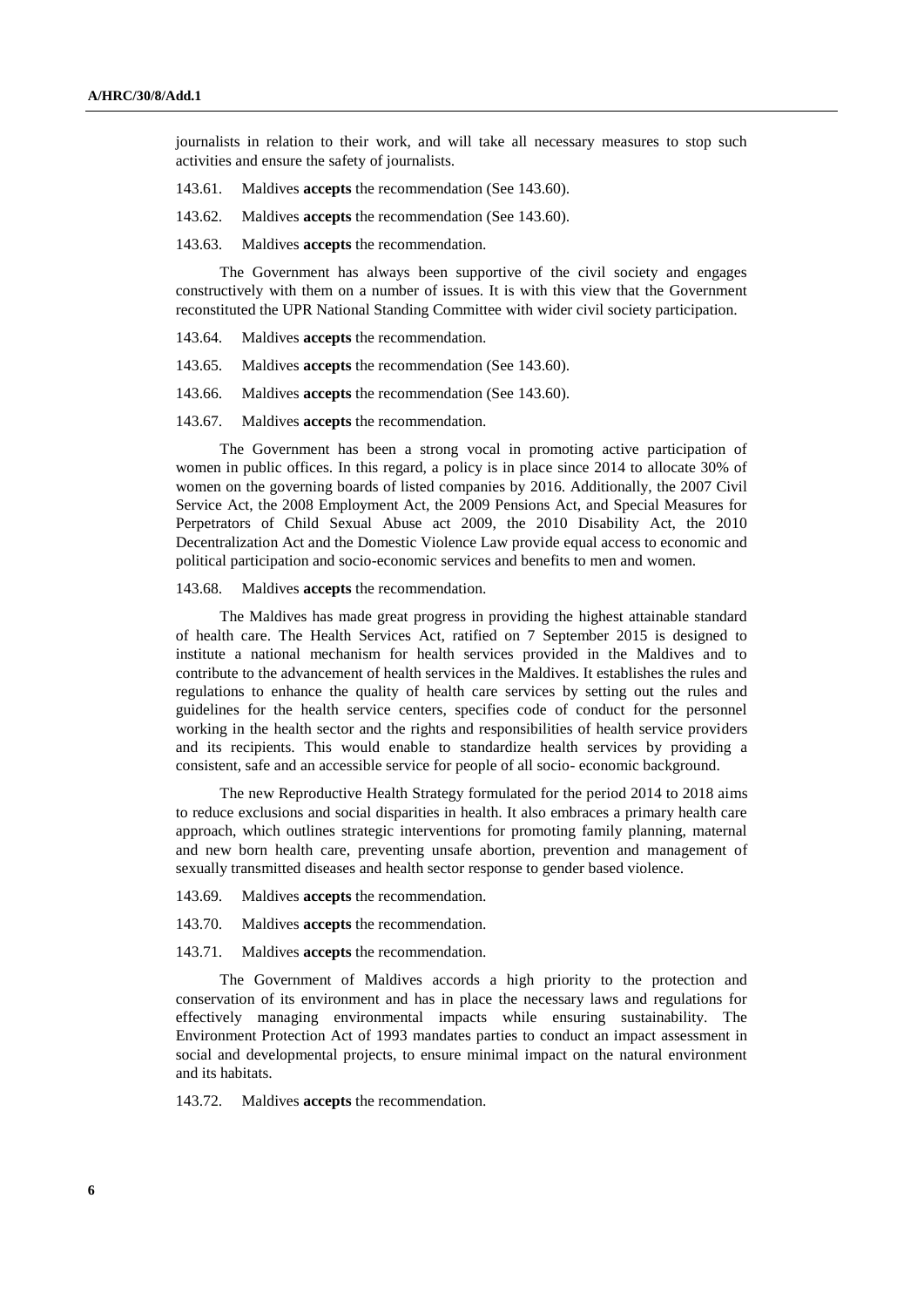journalists in relation to their work, and will take all necessary measures to stop such activities and ensure the safety of journalists.

143.61. Maldives **accepts** the recommendation (See 143.60).

143.62. Maldives **accepts** the recommendation (See 143.60).

143.63. Maldives **accepts** the recommendation.

The Government has always been supportive of the civil society and engages constructively with them on a number of issues. It is with this view that the Government reconstituted the UPR National Standing Committee with wider civil society participation.

143.64. Maldives **accepts** the recommendation.

143.65. Maldives **accepts** the recommendation (See 143.60).

143.66. Maldives **accepts** the recommendation (See 143.60).

143.67. Maldives **accepts** the recommendation.

The Government has been a strong vocal in promoting active participation of women in public offices. In this regard, a policy is in place since 2014 to allocate 30% of women on the governing boards of listed companies by 2016. Additionally, the 2007 Civil Service Act, the 2008 Employment Act, the 2009 Pensions Act, and Special Measures for Perpetrators of Child Sexual Abuse act 2009, the 2010 Disability Act, the 2010 Decentralization Act and the Domestic Violence Law provide equal access to economic and political participation and socio-economic services and benefits to men and women.

143.68. Maldives **accepts** the recommendation.

The Maldives has made great progress in providing the highest attainable standard of health care. The Health Services Act, ratified on 7 September 2015 is designed to institute a national mechanism for health services provided in the Maldives and to contribute to the advancement of health services in the Maldives. It establishes the rules and regulations to enhance the quality of health care services by setting out the rules and guidelines for the health service centers, specifies code of conduct for the personnel working in the health sector and the rights and responsibilities of health service providers and its recipients. This would enable to standardize health services by providing a consistent, safe and an accessible service for people of all socio- economic background.

The new Reproductive Health Strategy formulated for the period 2014 to 2018 aims to reduce exclusions and social disparities in health. It also embraces a primary health care approach, which outlines strategic interventions for promoting family planning, maternal and new born health care, preventing unsafe abortion, prevention and management of sexually transmitted diseases and health sector response to gender based violence.

143.69. Maldives **accepts** the recommendation.

143.70. Maldives **accepts** the recommendation.

143.71. Maldives **accepts** the recommendation.

The Government of Maldives accords a high priority to the protection and conservation of its environment and has in place the necessary laws and regulations for effectively managing environmental impacts while ensuring sustainability. The Environment Protection Act of 1993 mandates parties to conduct an impact assessment in social and developmental projects, to ensure minimal impact on the natural environment and its habitats.

143.72. Maldives **accepts** the recommendation.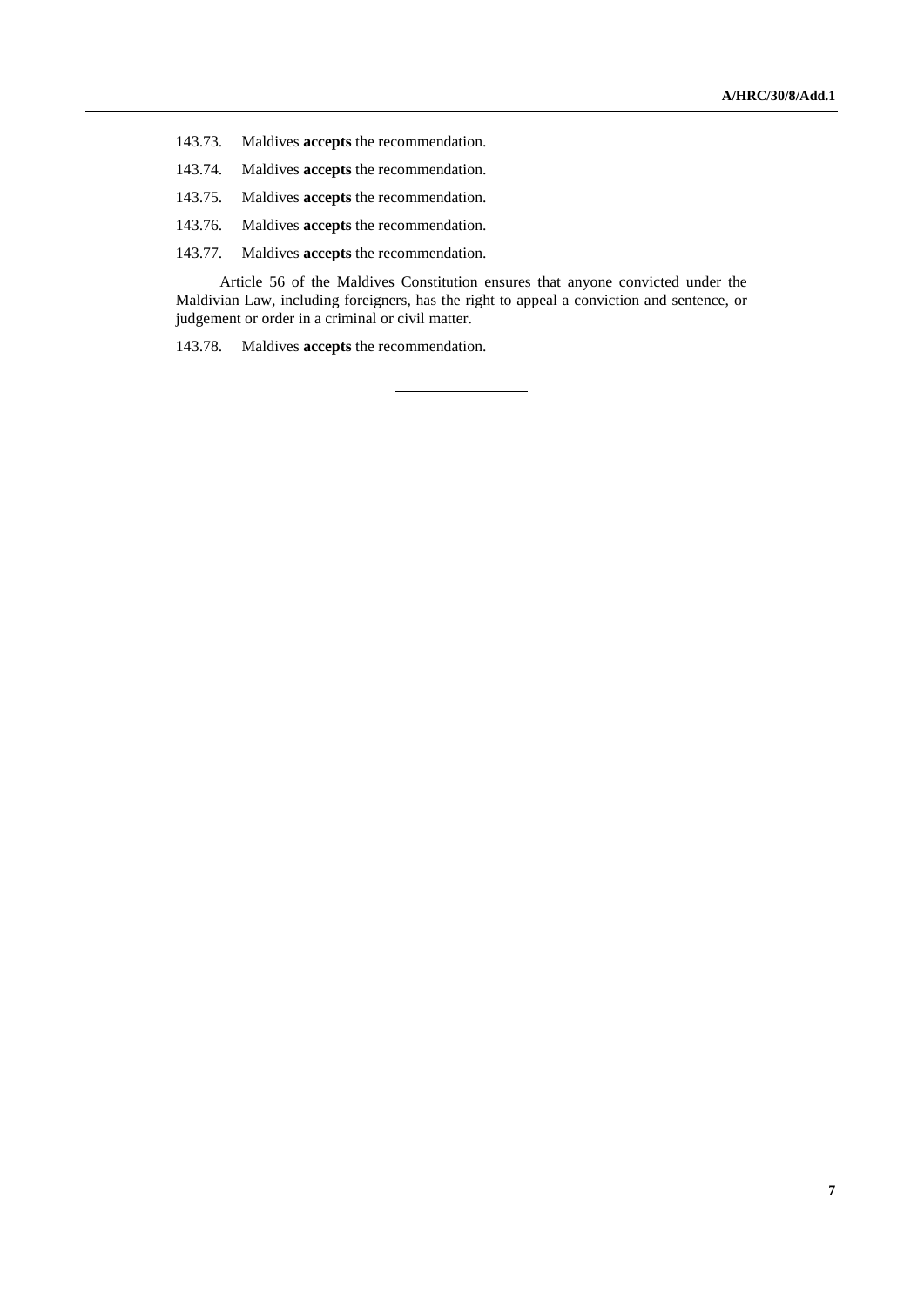143.73. Maldives **accepts** the recommendation.

143.74. Maldives **accepts** the recommendation.

143.75. Maldives **accepts** the recommendation.

143.76. Maldives **accepts** the recommendation.

143.77. Maldives **accepts** the recommendation.

Article 56 of the Maldives Constitution ensures that anyone convicted under the Maldivian Law, including foreigners, has the right to appeal a conviction and sentence, or judgement or order in a criminal or civil matter.

143.78. Maldives **accepts** the recommendation.